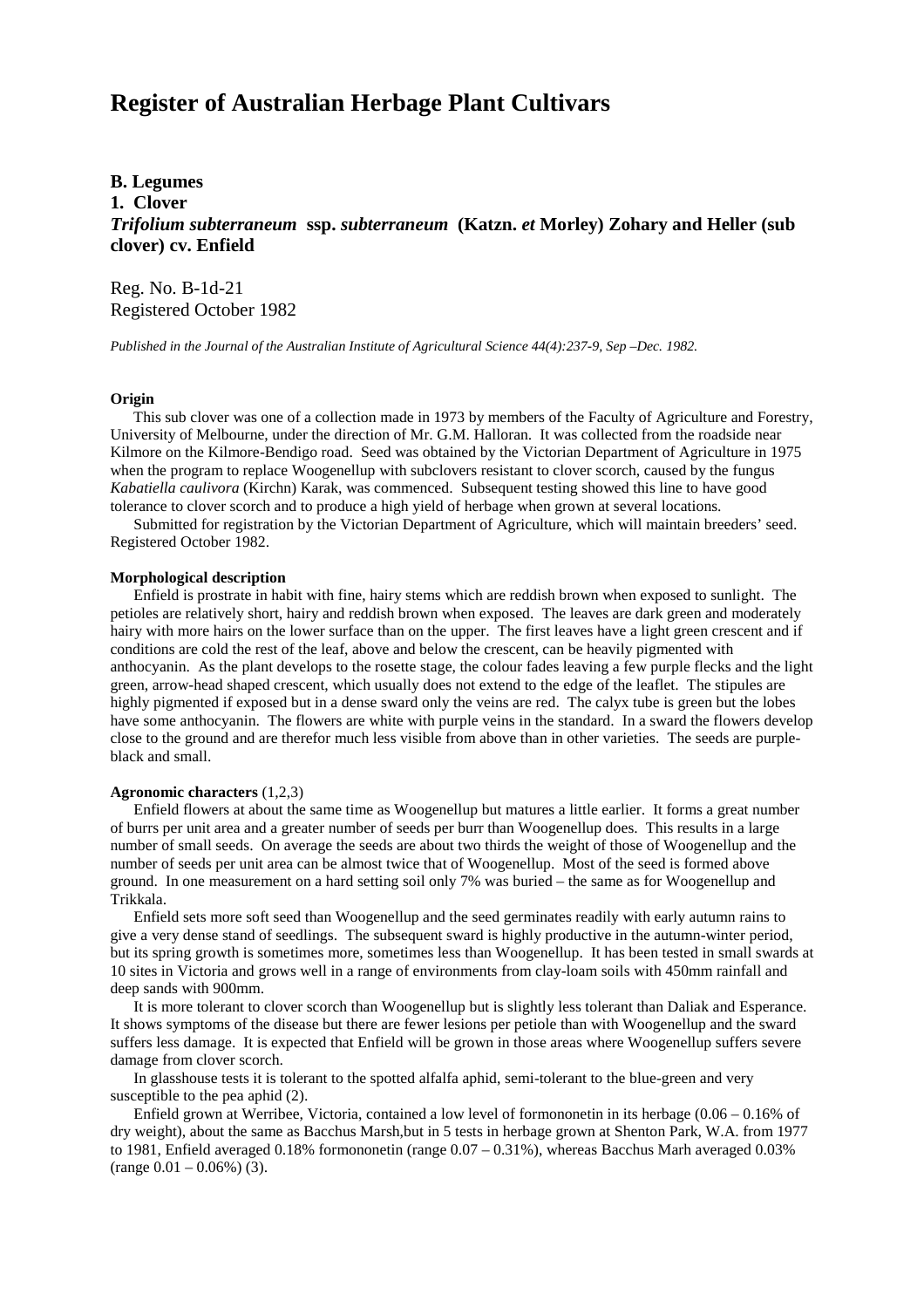# Register of Australian Herbage Plant Cultivars

## B. Legumes

## 1. Clover

## *Trifolium subterraneum* ssp. *subterraneum* (Katzn. *et* Morley) Zohary and Heller (sub clover) cv. Enfield

Reg. No. B-1d-21
Registered October 1982

*Published in the Journal of the Australian Institute of Agricultural Science 44(4):237-9, Sep –Dec. 1982.*

**Origin**

This sub clover was one of a collection made in 1973 by members of the Faculty of Agriculture and Forestry, University of Melbourne, under the direction of Mr. G.M. Halloran. It was collected from the roadside near Kilmore on the Kilmore-Bendigo road. Seed was obtained by the Victorian Department of Agriculture in 1975 when the program to replace Woogenellup with subclovers resistant to clover scorch, caused by the fungus *Kabatiella caulivora* (Kirchn) Karak, was commenced. Subsequent testing showed this line to have good tolerance to clover scorch and to produce a high yield of herbage when grown at several locations.

Submitted for registration by the Victorian Department of Agriculture, which will maintain breeders' seed. Registered October 1982.

**Morphological description**

Enfield is prostrate in habit with fine, hairy stems which are reddish brown when exposed to sunlight. The petioles are relatively short, hairy and reddish brown when exposed. The leaves are dark green and moderately hairy with more hairs on the lower surface than on the upper. The first leaves have a light green crescent and if conditions are cold the rest of the leaf, above and below the crescent, can be heavily pigmented with anthocyanin. As the plant develops to the rosette stage, the colour fades leaving a few purple flecks and the light green, arrow-head shaped crescent, which usually does not extend to the edge of the leaflet. The stipules are highly pigmented if exposed but in a dense sward only the veins are red. The calyx tube is green but the lobes have some anthocyanin. The flowers are white with purple veins in the standard. In a sward the flowers develop close to the ground and are therefor much less visible from above than in other varieties. The seeds are purple-black and small.

**Agronomic characters** (1,2,3)

Enfield flowers at about the same time as Woogenellup but matures a little earlier. It forms a great number of burrs per unit area and a greater number of seeds per burr than Woogenellup does. This results in a large number of small seeds. On average the seeds are about two thirds the weight of those of Woogenellup and the number of seeds per unit area can be almost twice that of Woogenellup. Most of the seed is formed above ground. In one measurement on a hard setting soil only 7% was buried – the same as for Woogenellup and Trikkala.

Enfield sets more soft seed than Woogenellup and the seed germinates readily with early autumn rains to give a very dense stand of seedlings. The subsequent sward is highly productive in the autumn-winter period, but its spring growth is sometimes more, sometimes less than Woogenellup. It has been tested in small swards at 10 sites in Victoria and grows well in a range of environments from clay-loam soils with 450mm rainfall and deep sands with 900mm.

It is more tolerant to clover scorch than Woogenellup but is slightly less tolerant than Daliak and Esperance. It shows symptoms of the disease but there are fewer lesions per petiole than with Woogenellup and the sward suffers less damage. It is expected that Enfield will be grown in those areas where Woogenellup suffers severe damage from clover scorch.

In glasshouse tests it is tolerant to the spotted alfalfa aphid, semi-tolerant to the blue-green and very susceptible to the pea aphid (2).

Enfield grown at Werribee, Victoria, contained a low level of formononetin in its herbage (0.06 – 0.16% of dry weight), about the same as Bacchus Marsh,but in 5 tests in herbage grown at Shenton Park, W.A. from 1977 to 1981, Enfield averaged 0.18% formononetin (range 0.07 – 0.31%), whereas Bacchus Marh averaged 0.03% (range 0.01 – 0.06%) (3).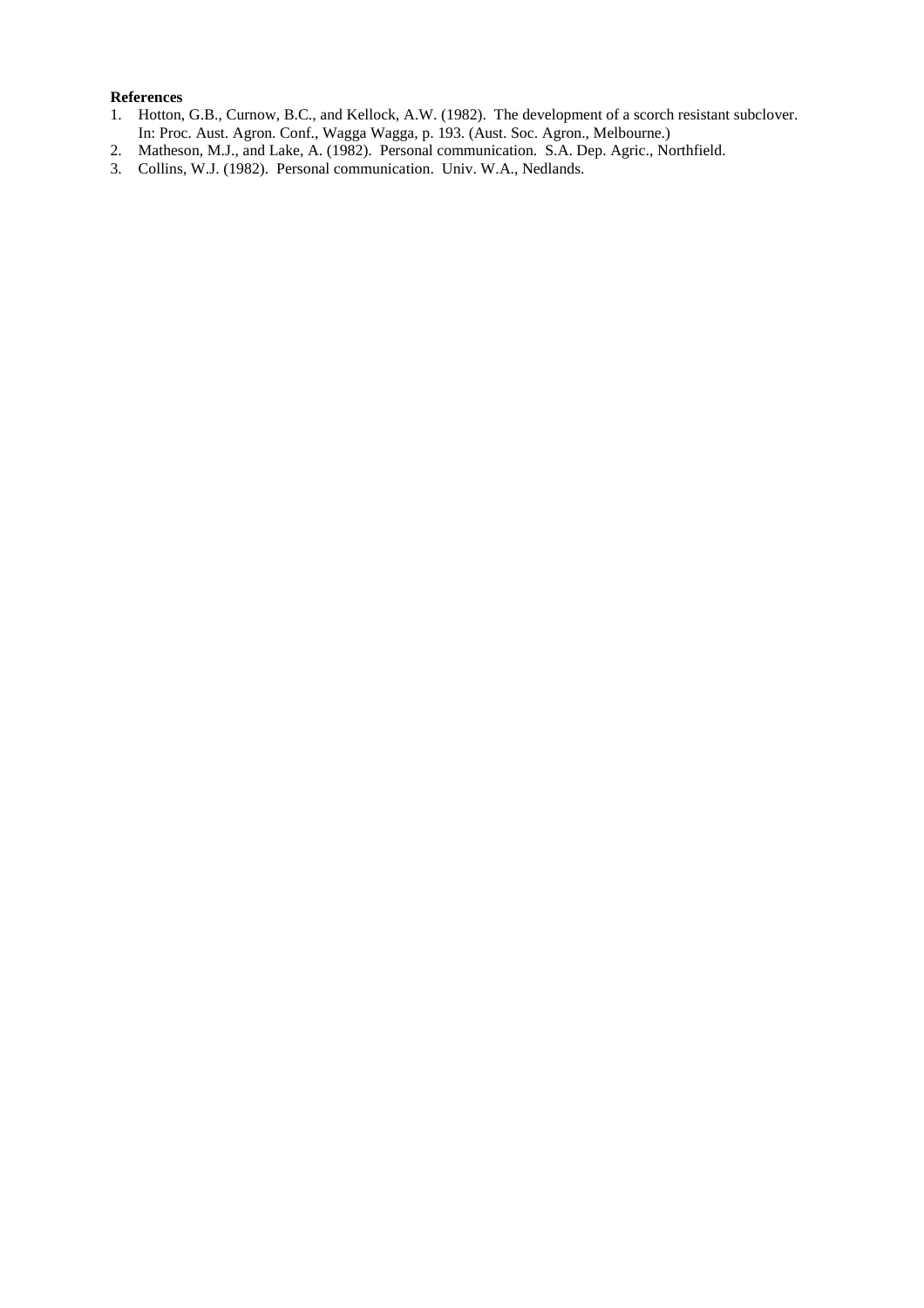**References**

1. Hotton, G.B., Curnow, B.C., and Kellock, A.W. (1982). The development of a scorch resistant subclover. In: Proc. Aust. Agron. Conf., Wagga Wagga, p. 193. (Aust. Soc. Agron., Melbourne.)
2. Matheson, M.J., and Lake, A. (1982). Personal communication. S.A. Dep. Agric., Northfield.
3. Collins, W.J. (1982). Personal communication. Univ. W.A., Nedlands.